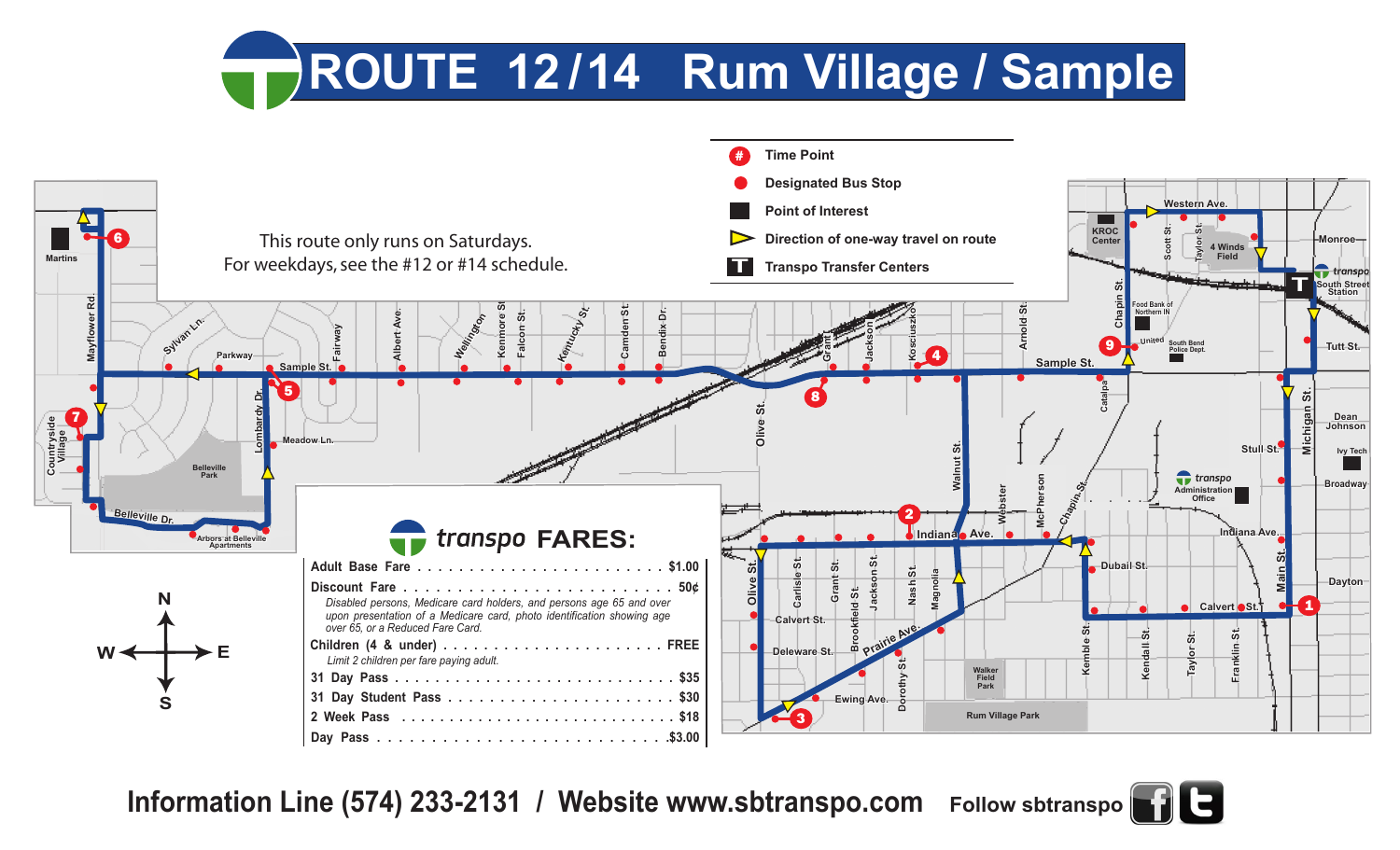# ROUTE 12/14 Rum Village / Sample

This route only runs on Saturdays.
For weekdays, see the #12 or #14 schedule.

- Time Point
- Designated Bus Stop
- Point of Interest
- Direction of one-way travel on route
- Transpo Transfer Centers

## transpo FARES:

| | |
|---|---|
| Adult Base Fare | $1.00 |
| Discount Fare | 50¢ |
| *Disabled persons, Medicare card holders, and persons age 65 and over upon presentation of a Medicare card, photo identification showing age over 65, or a Reduced Fare Card.* | |
| Children (4 & under) | FREE |
| *Limit 2 children per fare paying adult.* | |
| 31 Day Pass | $35 |
| 31 Day Student Pass | $30 |
| 2 Week Pass | $18 |
| Day Pass | $3.00 |

**Information Line (574) 233-2131 / Website www.sbtranspo.com** **Follow sbtranspo**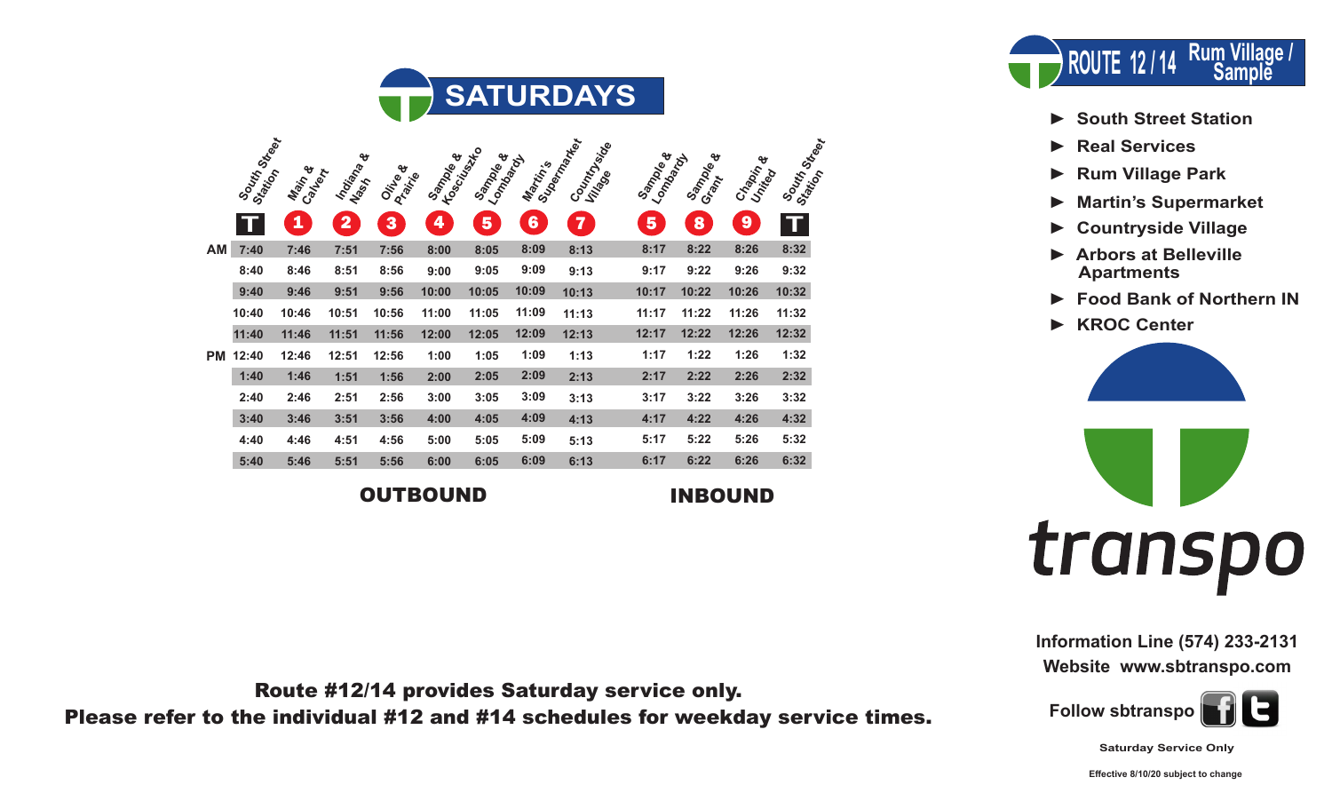# SATURDAYS

| | South Street Station (T) | Main & Calvert (1) | Indiana & Nash (2) | Olive & Prairie (3) | Sample & Kosciuszko (4) | Sample & Lombardy (5) | Martin's Supermarket (6) | Countryside Village (7) | Sample & Lombardy (5) | Sample & Grant (8) | Chapin & United (9) | South Street Station (T) |
|---|---|---|---|---|---|---|---|---|---|---|---|---|
| AM | 7:40 | 7:46 | 7:51 | 7:56 | 8:00 | 8:05 | 8:09 | 8:13 | 8:17 | 8:22 | 8:26 | 8:32 |
| | 8:40 | 8:46 | 8:51 | 8:56 | 9:00 | 9:05 | 9:09 | 9:13 | 9:17 | 9:22 | 9:26 | 9:32 |
| | 9:40 | 9:46 | 9:51 | 9:56 | 10:00 | 10:05 | 10:09 | 10:13 | 10:17 | 10:22 | 10:26 | 10:32 |
| | 10:40 | 10:46 | 10:51 | 10:56 | 11:00 | 11:05 | 11:09 | 11:13 | 11:17 | 11:22 | 11:26 | 11:32 |
| | 11:40 | 11:46 | 11:51 | 11:56 | 12:00 | 12:05 | 12:09 | 12:13 | 12:17 | 12:22 | 12:26 | 12:32 |
| PM | 12:40 | 12:46 | 12:51 | 12:56 | 1:00 | 1:05 | 1:09 | 1:13 | 1:17 | 1:22 | 1:26 | 1:32 |
| | 1:40 | 1:46 | 1:51 | 1:56 | 2:00 | 2:05 | 2:09 | 2:13 | 2:17 | 2:22 | 2:26 | 2:32 |
| | 2:40 | 2:46 | 2:51 | 2:56 | 3:00 | 3:05 | 3:09 | 3:13 | 3:17 | 3:22 | 3:26 | 3:32 |
| | 3:40 | 3:46 | 3:51 | 3:56 | 4:00 | 4:05 | 4:09 | 4:13 | 4:17 | 4:22 | 4:26 | 4:32 |
| | 4:40 | 4:46 | 4:51 | 4:56 | 5:00 | 5:05 | 5:09 | 5:13 | 5:17 | 5:22 | 5:26 | 5:32 |
| | 5:40 | 5:46 | 5:51 | 5:56 | 6:00 | 6:05 | 6:09 | 6:13 | 6:17 | 6:22 | 6:26 | 6:32 |

**OUTBOUND** **INBOUND**

**Route #12/14 provides Saturday service only.**
**Please refer to the individual #12 and #14 schedules for weekday service times.**

## ROUTE 12/14 Rum Village / Sample

- South Street Station
- Real Services
- Rum Village Park
- Martin's Supermarket
- Countryside Village
- Arbors at Belleville Apartments
- Food Bank of Northern IN
- KROC Center

transpo

**Information Line (574) 233-2131**
**Website www.sbtranspo.com**

**Follow sbtranspo**

**Saturday Service Only**

**Effective 8/10/20 subject to change**